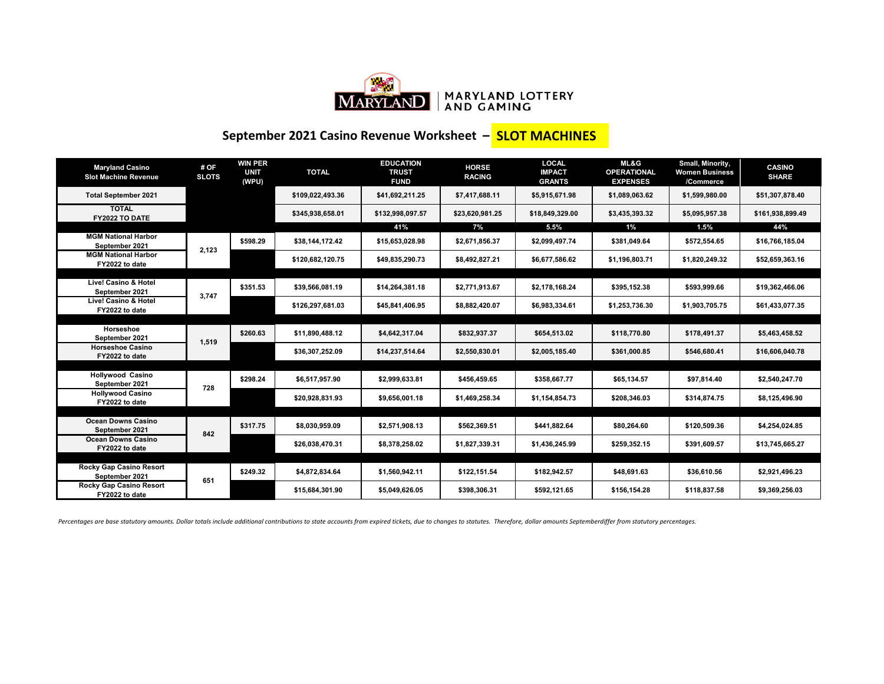MARYLAND LOTTERY AND GAMING

## September 2021 Casino Revenue Worksheet – SLOT MACHINES

| Maryland Casino Slot Machine Revenue | # OF SLOTS | WIN PER UNIT (WPU) | TOTAL | EDUCATION TRUST FUND | HORSE RACING | LOCAL IMPACT GRANTS | ML&G OPERATIONAL EXPENSES | Small, Minority, Women Business /Commerce | CASINO SHARE |
|---|---|---|---|---|---|---|---|---|---|
| Total September 2021 | | | $109,022,493.36 | $41,692,211.25 | $7,417,688.11 | $5,915,671.98 | $1,089,063.62 | $1,599,980.00 | $51,307,878.40 |
| TOTAL FY2022 TO DATE | | | $345,938,658.01 | $132,998,097.57 | $23,620,981.25 | $18,849,329.00 | $3,435,393.32 | $5,095,957.38 | $161,938,899.49 |
| | | | | 41% | 7% | 5.5% | 1% | 1.5% | 44% |
| MGM National Harbor September 2021 | 2,123 | $598.29 | $38,144,172.42 | $15,653,028.98 | $2,671,856.37 | $2,099,497.74 | $381,049.64 | $572,554.65 | $16,766,185.04 |
| MGM National Harbor FY2022 to date | | | $120,682,120.75 | $49,835,290.73 | $8,492,827.21 | $6,677,586.62 | $1,196,803.71 | $1,820,249.32 | $52,659,363.16 |
| Live! Casino & Hotel September 2021 | 3,747 | $351.53 | $39,566,081.19 | $14,264,381.18 | $2,771,913.67 | $2,178,168.24 | $395,152.38 | $593,999.66 | $19,362,466.06 |
| Live! Casino & Hotel FY2022 to date | | | $126,297,681.03 | $45,841,406.95 | $8,882,420.07 | $6,983,334.61 | $1,253,736.30 | $1,903,705.75 | $61,433,077.35 |
| Horseshoe September 2021 | 1,519 | $260.63 | $11,890,488.12 | $4,642,317.04 | $832,937.37 | $654,513.02 | $118,770.80 | $178,491.37 | $5,463,458.52 |
| Horseshoe Casino FY2022 to date | | | $36,307,252.09 | $14,237,514.64 | $2,550,830.01 | $2,005,185.40 | $361,000.85 | $546,680.41 | $16,606,040.78 |
| Hollywood Casino September 2021 | 728 | $298.24 | $6,517,957.90 | $2,999,633.81 | $456,459.65 | $358,667.77 | $65,134.57 | $97,814.40 | $2,540,247.70 |
| Hollywood Casino FY2022 to date | | | $20,928,831.93 | $9,656,001.18 | $1,469,258.34 | $1,154,854.73 | $208,346.03 | $314,874.75 | $8,125,496.90 |
| Ocean Downs Casino September 2021 | 842 | $317.75 | $8,030,959.09 | $2,571,908.13 | $562,369.51 | $441,882.64 | $80,264.60 | $120,509.36 | $4,254,024.85 |
| Ocean Downs Casino FY2022 to date | | | $26,038,470.31 | $8,378,258.02 | $1,827,339.31 | $1,436,245.99 | $259,352.15 | $391,609.57 | $13,745,665.27 |
| Rocky Gap Casino Resort September 2021 | 651 | $249.32 | $4,872,834.64 | $1,560,942.11 | $122,151.54 | $182,942.57 | $48,691.63 | $36,610.56 | $2,921,496.23 |
| Rocky Gap Casino Resort FY2022 to date | | | $15,684,301.90 | $5,049,626.05 | $398,306.31 | $592,121.65 | $156,154.28 | $118,837.58 | $9,369,256.03 |

*Percentages are base statutory amounts. Dollar totals include additional contributions to state accounts from expired tickets, due to changes to statutes. Therefore, dollar amounts Septemberdiffer from statutory percentages.*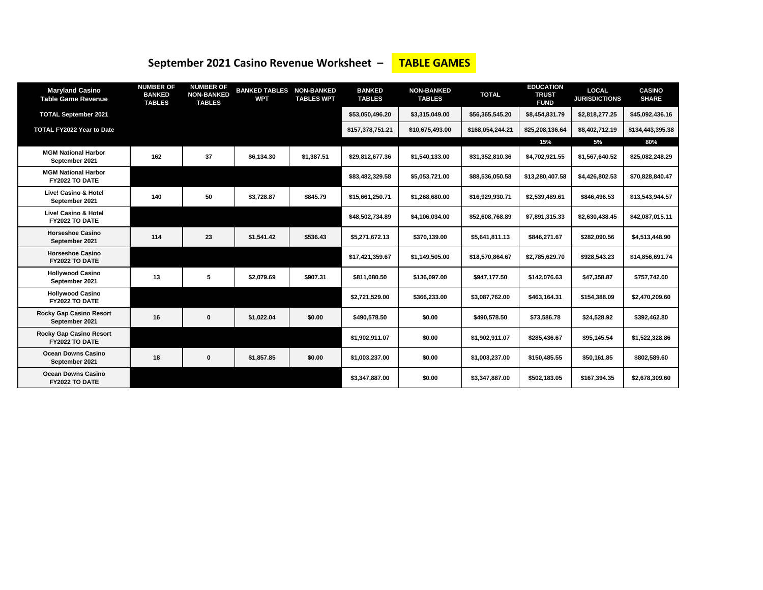## September 2021 Casino Revenue Worksheet – TABLE GAMES

| Maryland Casino Table Game Revenue | NUMBER OF BANKED TABLES | NUMBER OF NON-BANKED TABLES | BANKED TABLES WPT | NON-BANKED TABLES WPT | BANKED TABLES | NON-BANKED TABLES | TOTAL | EDUCATION TRUST FUND | LOCAL JURISDICTIONS | CASINO SHARE |
|---|---|---|---|---|---|---|---|---|---|---|
| **TOTAL September 2021** | | | | | $53,050,496.20 | $3,315,049.00 | $56,365,545.20 | $8,454,831.79 | $2,818,277.25 | $45,092,436.16 |
| **TOTAL FY2022 Year to Date** | | | | | $157,378,751.21 | $10,675,493.00 | $168,054,244.21 | $25,208,136.64 | $8,402,712.19 | $134,443,395.38 |
| | | | | | | | | 15% | 5% | 80% |
| **MGM National Harbor September 2021** | 162 | 37 | $6,134.30 | $1,387.51 | $29,812,677.36 | $1,540,133.00 | $31,352,810.36 | $4,702,921.55 | $1,567,640.52 | $25,082,248.29 |
| **MGM National Harbor FY2022 TO DATE** | | | | | $83,482,329.58 | $5,053,721.00 | $88,536,050.58 | $13,280,407.58 | $4,426,802.53 | $70,828,840.47 |
| **Live! Casino & Hotel September 2021** | 140 | 50 | $3,728.87 | $845.79 | $15,661,250.71 | $1,268,680.00 | $16,929,930.71 | $2,539,489.61 | $846,496.53 | $13,543,944.57 |
| **Live! Casino & Hotel FY2022 TO DATE** | | | | | $48,502,734.89 | $4,106,034.00 | $52,608,768.89 | $7,891,315.33 | $2,630,438.45 | $42,087,015.11 |
| **Horseshoe Casino September 2021** | 114 | 23 | $1,541.42 | $536.43 | $5,271,672.13 | $370,139.00 | $5,641,811.13 | $846,271.67 | $282,090.56 | $4,513,448.90 |
| **Horseshoe Casino FY2022 TO DATE** | | | | | $17,421,359.67 | $1,149,505.00 | $18,570,864.67 | $2,785,629.70 | $928,543.23 | $14,856,691.74 |
| **Hollywood Casino September 2021** | 13 | 5 | $2,079.69 | $907.31 | $811,080.50 | $136,097.00 | $947,177.50 | $142,076.63 | $47,358.87 | $757,742.00 |
| **Hollywood Casino FY2022 TO DATE** | | | | | $2,721,529.00 | $366,233.00 | $3,087,762.00 | $463,164.31 | $154,388.09 | $2,470,209.60 |
| **Rocky Gap Casino Resort September 2021** | 16 | 0 | $1,022.04 | $0.00 | $490,578.50 | $0.00 | $490,578.50 | $73,586.78 | $24,528.92 | $392,462.80 |
| **Rocky Gap Casino Resort FY2022 TO DATE** | | | | | $1,902,911.07 | $0.00 | $1,902,911.07 | $285,436.67 | $95,145.54 | $1,522,328.86 |
| **Ocean Downs Casino September 2021** | 18 | 0 | $1,857.85 | $0.00 | $1,003,237.00 | $0.00 | $1,003,237.00 | $150,485.55 | $50,161.85 | $802,589.60 |
| **Ocean Downs Casino FY2022 TO DATE** | | | | | $3,347,887.00 | $0.00 | $3,347,887.00 | $502,183.05 | $167,394.35 | $2,678,309.60 |